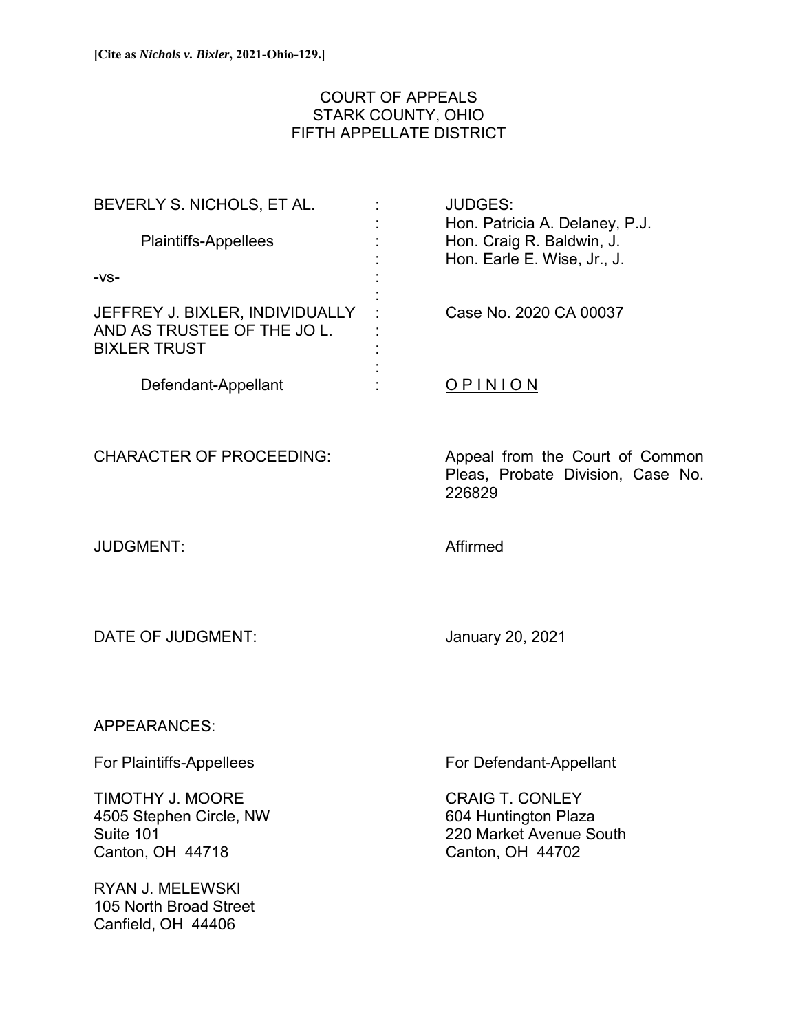**[Cite as *Nichols v. Bixler*, 2021-Ohio-129.]**

COURT OF APPEALS
STARK COUNTY, OHIO
FIFTH APPELLATE DISTRICT

| | | |
|---|---|---|
| BEVERLY S. NICHOLS, ET AL. | : | JUDGES: |
| | : | Hon. Patricia A. Delaney, P.J. |
| Plaintiffs-Appellees | : | Hon. Craig R. Baldwin, J. |
| | : | Hon. Earle E. Wise, Jr., J. |
| -vs- | : | |
| | : | |
| JEFFREY J. BIXLER, INDIVIDUALLY AND AS TRUSTEE OF THE JO L. BIXLER TRUST | : | Case No. 2020 CA 00037 |
| | : | |
| Defendant-Appellant | : | <u>O P I N I O N</u> |

CHARACTER OF PROCEEDING: Appeal from the Court of Common Pleas, Probate Division, Case No. 226829

JUDGMENT: Affirmed

DATE OF JUDGMENT: January 20, 2021

APPEARANCES:

| For Plaintiffs-Appellees | For Defendant-Appellant |
|---|---|
| TIMOTHY J. MOORE<br>4505 Stephen Circle, NW<br>Suite 101<br>Canton, OH 44718 | CRAIG T. CONLEY<br>604 Huntington Plaza<br>220 Market Avenue South<br>Canton, OH 44702 |
| RYAN J. MELEWSKI<br>105 North Broad Street<br>Canfield, OH 44406 | |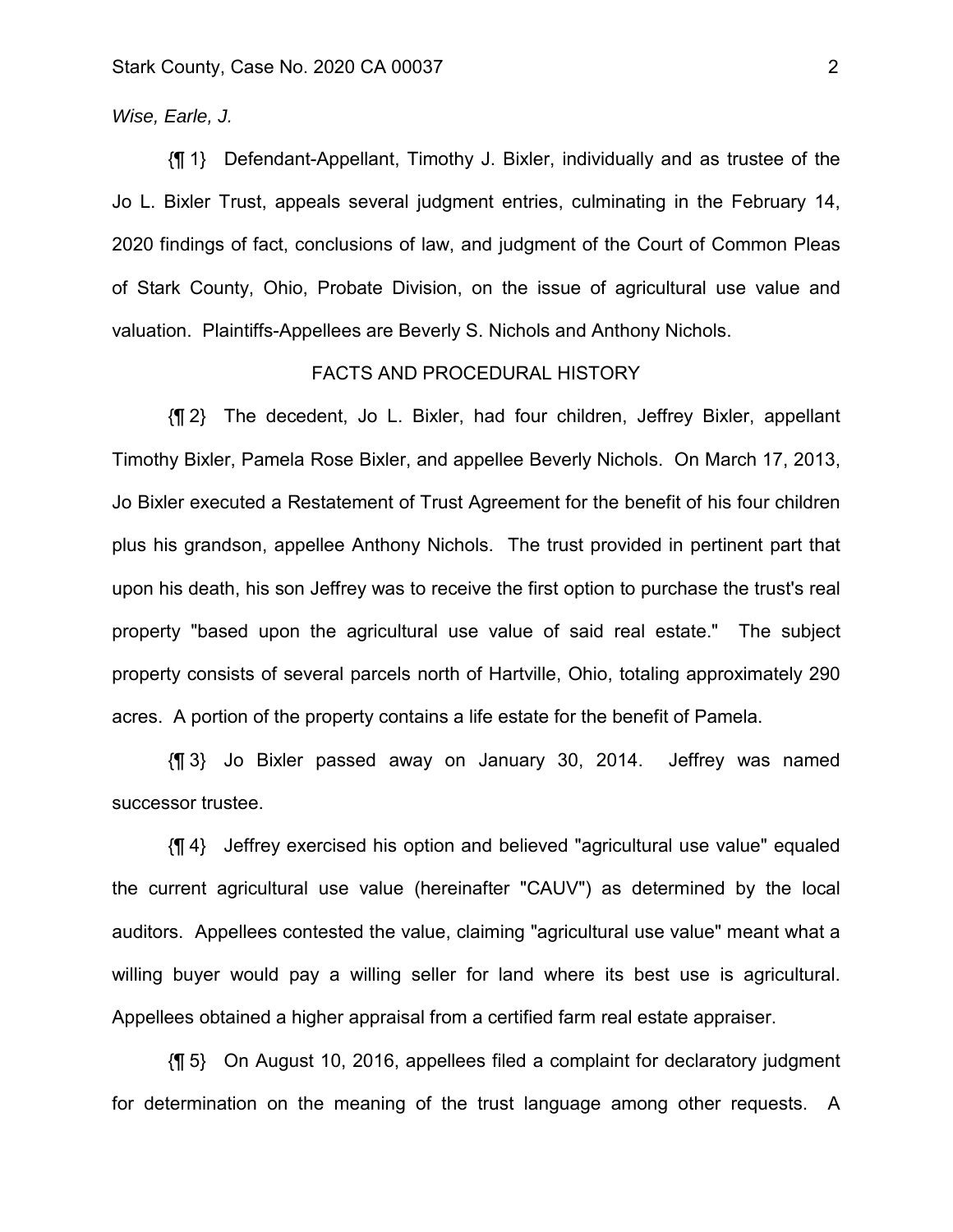*Wise, Earle, J.*

{¶ 1} Defendant-Appellant, Timothy J. Bixler, individually and as trustee of the Jo L. Bixler Trust, appeals several judgment entries, culminating in the February 14, 2020 findings of fact, conclusions of law, and judgment of the Court of Common Pleas of Stark County, Ohio, Probate Division, on the issue of agricultural use value and valuation. Plaintiffs-Appellees are Beverly S. Nichols and Anthony Nichols.

FACTS AND PROCEDURAL HISTORY

{¶ 2} The decedent, Jo L. Bixler, had four children, Jeffrey Bixler, appellant Timothy Bixler, Pamela Rose Bixler, and appellee Beverly Nichols. On March 17, 2013, Jo Bixler executed a Restatement of Trust Agreement for the benefit of his four children plus his grandson, appellee Anthony Nichols. The trust provided in pertinent part that upon his death, his son Jeffrey was to receive the first option to purchase the trust's real property "based upon the agricultural use value of said real estate." The subject property consists of several parcels north of Hartville, Ohio, totaling approximately 290 acres. A portion of the property contains a life estate for the benefit of Pamela.

{¶ 3} Jo Bixler passed away on January 30, 2014. Jeffrey was named successor trustee.

{¶ 4} Jeffrey exercised his option and believed "agricultural use value" equaled the current agricultural use value (hereinafter "CAUV") as determined by the local auditors. Appellees contested the value, claiming "agricultural use value" meant what a willing buyer would pay a willing seller for land where its best use is agricultural. Appellees obtained a higher appraisal from a certified farm real estate appraiser.

{¶ 5} On August 10, 2016, appellees filed a complaint for declaratory judgment for determination on the meaning of the trust language among other requests. A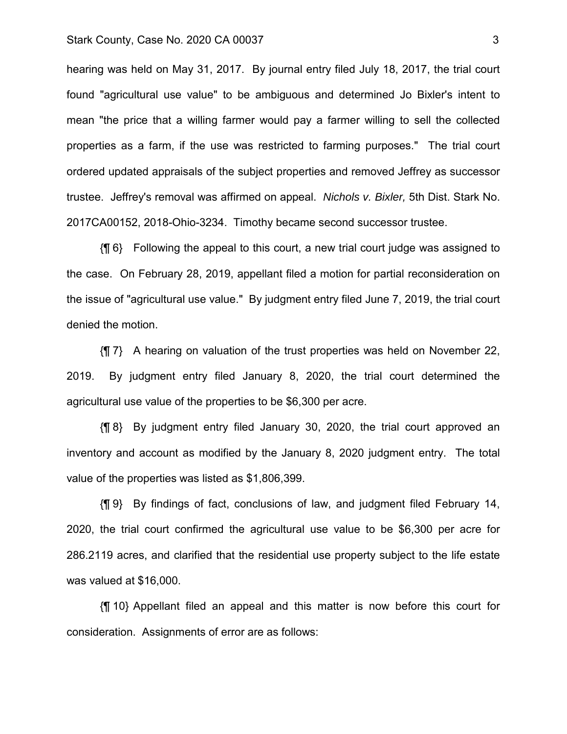hearing was held on May 31, 2017. By journal entry filed July 18, 2017, the trial court found "agricultural use value" to be ambiguous and determined Jo Bixler's intent to mean "the price that a willing farmer would pay a farmer willing to sell the collected properties as a farm, if the use was restricted to farming purposes." The trial court ordered updated appraisals of the subject properties and removed Jeffrey as successor trustee. Jeffrey's removal was affirmed on appeal. *Nichols v. Bixler,* 5th Dist. Stark No. 2017CA00152, 2018-Ohio-3234. Timothy became second successor trustee.

{¶ 6} Following the appeal to this court, a new trial court judge was assigned to the case. On February 28, 2019, appellant filed a motion for partial reconsideration on the issue of "agricultural use value." By judgment entry filed June 7, 2019, the trial court denied the motion.

{¶ 7} A hearing on valuation of the trust properties was held on November 22, 2019. By judgment entry filed January 8, 2020, the trial court determined the agricultural use value of the properties to be $6,300 per acre.

{¶ 8} By judgment entry filed January 30, 2020, the trial court approved an inventory and account as modified by the January 8, 2020 judgment entry. The total value of the properties was listed as $1,806,399.

{¶ 9} By findings of fact, conclusions of law, and judgment filed February 14, 2020, the trial court confirmed the agricultural use value to be $6,300 per acre for 286.2119 acres, and clarified that the residential use property subject to the life estate was valued at $16,000.

{¶ 10} Appellant filed an appeal and this matter is now before this court for consideration. Assignments of error are as follows: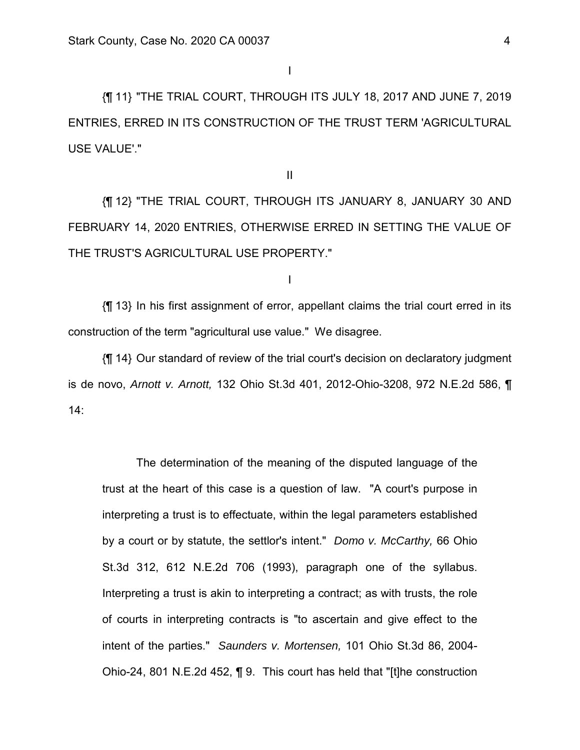I

{¶ 11} "THE TRIAL COURT, THROUGH ITS JULY 18, 2017 AND JUNE 7, 2019 ENTRIES, ERRED IN ITS CONSTRUCTION OF THE TRUST TERM 'AGRICULTURAL USE VALUE'."

II

{¶ 12} "THE TRIAL COURT, THROUGH ITS JANUARY 8, JANUARY 30 AND FEBRUARY 14, 2020 ENTRIES, OTHERWISE ERRED IN SETTING THE VALUE OF THE TRUST'S AGRICULTURAL USE PROPERTY."

I

{¶ 13} In his first assignment of error, appellant claims the trial court erred in its construction of the term "agricultural use value." We disagree.

{¶ 14} Our standard of review of the trial court's decision on declaratory judgment is de novo, *Arnott v. Arnott,* 132 Ohio St.3d 401, 2012-Ohio-3208, 972 N.E.2d 586, ¶ 14:

> The determination of the meaning of the disputed language of the trust at the heart of this case is a question of law. "A court's purpose in interpreting a trust is to effectuate, within the legal parameters established by a court or by statute, the settlor's intent." *Domo v. McCarthy,* 66 Ohio St.3d 312, 612 N.E.2d 706 (1993), paragraph one of the syllabus. Interpreting a trust is akin to interpreting a contract; as with trusts, the role of courts in interpreting contracts is "to ascertain and give effect to the intent of the parties." *Saunders v. Mortensen,* 101 Ohio St.3d 86, 2004-Ohio-24, 801 N.E.2d 452, ¶ 9. This court has held that "[t]he construction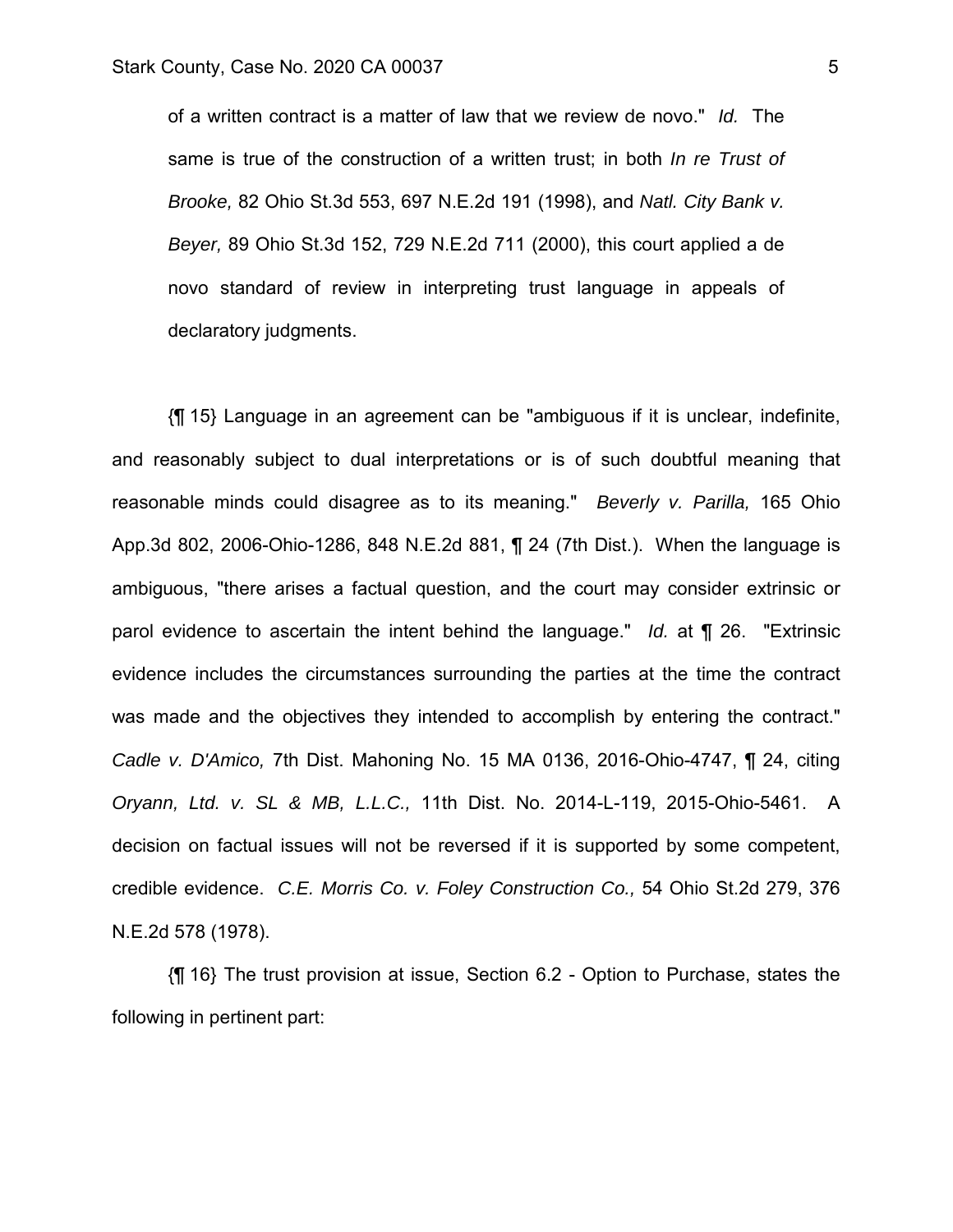> of a written contract is a matter of law that we review de novo." *Id.* The same is true of the construction of a written trust; in both *In re Trust of Brooke,* 82 Ohio St.3d 553, 697 N.E.2d 191 (1998), and *Natl. City Bank v. Beyer,* 89 Ohio St.3d 152, 729 N.E.2d 711 (2000), this court applied a de novo standard of review in interpreting trust language in appeals of declaratory judgments.

{¶ 15} Language in an agreement can be "ambiguous if it is unclear, indefinite, and reasonably subject to dual interpretations or is of such doubtful meaning that reasonable minds could disagree as to its meaning." *Beverly v. Parilla,* 165 Ohio App.3d 802, 2006-Ohio-1286, 848 N.E.2d 881, ¶ 24 (7th Dist.). When the language is ambiguous, "there arises a factual question, and the court may consider extrinsic or parol evidence to ascertain the intent behind the language." *Id.* at ¶ 26. "Extrinsic evidence includes the circumstances surrounding the parties at the time the contract was made and the objectives they intended to accomplish by entering the contract." *Cadle v. D'Amico,* 7th Dist. Mahoning No. 15 MA 0136, 2016-Ohio-4747, ¶ 24, citing *Oryann, Ltd. v. SL & MB, L.L.C.,* 11th Dist. No. 2014-L-119, 2015-Ohio-5461. A decision on factual issues will not be reversed if it is supported by some competent, credible evidence. *C.E. Morris Co. v. Foley Construction Co.,* 54 Ohio St.2d 279, 376 N.E.2d 578 (1978).

{¶ 16} The trust provision at issue, Section 6.2 - Option to Purchase, states the following in pertinent part: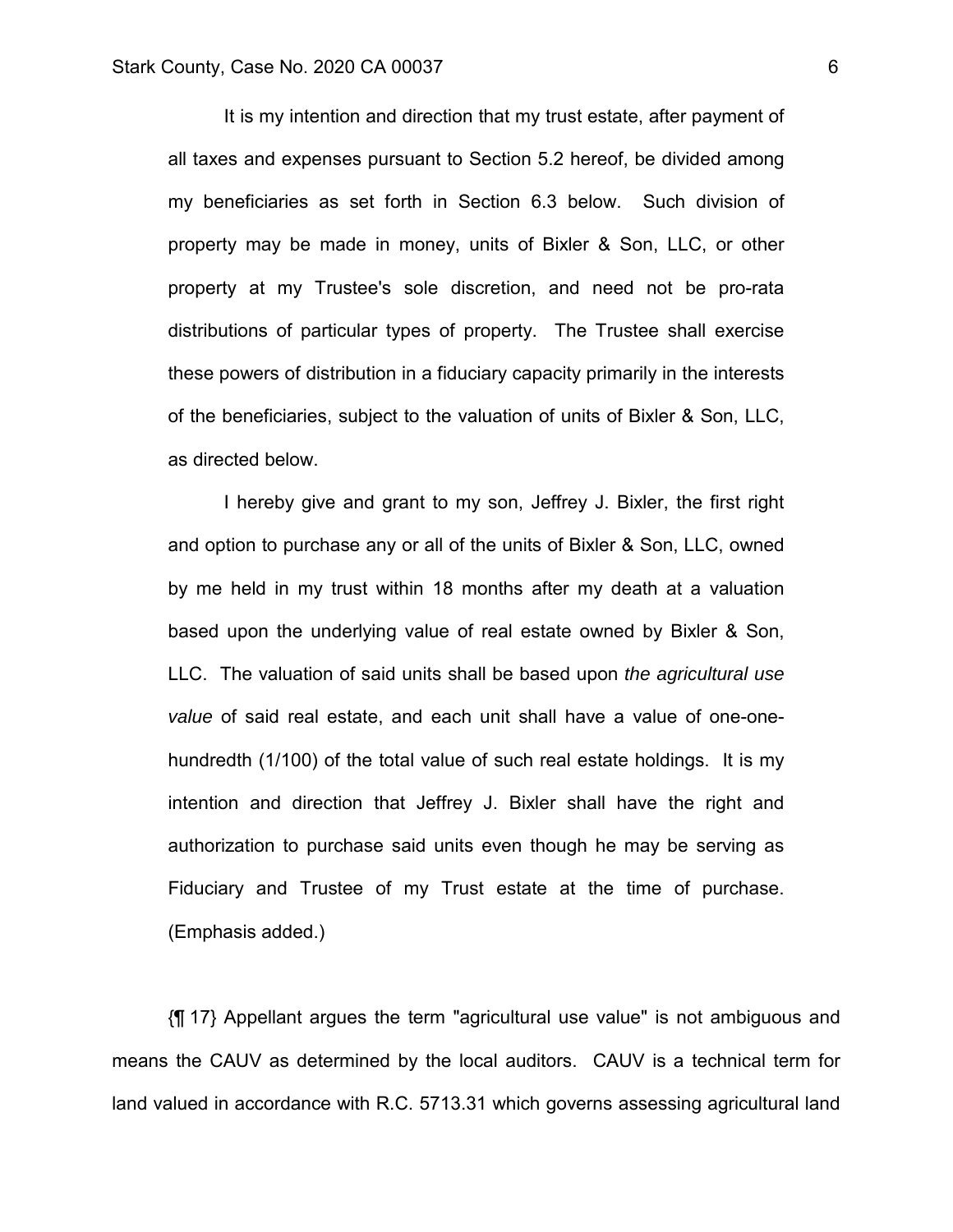> It is my intention and direction that my trust estate, after payment of all taxes and expenses pursuant to Section 5.2 hereof, be divided among my beneficiaries as set forth in Section 6.3 below. Such division of property may be made in money, units of Bixler & Son, LLC, or other property at my Trustee's sole discretion, and need not be pro-rata distributions of particular types of property. The Trustee shall exercise these powers of distribution in a fiduciary capacity primarily in the interests of the beneficiaries, subject to the valuation of units of Bixler & Son, LLC, as directed below.
>
> I hereby give and grant to my son, Jeffrey J. Bixler, the first right and option to purchase any or all of the units of Bixler & Son, LLC, owned by me held in my trust within 18 months after my death at a valuation based upon the underlying value of real estate owned by Bixler & Son, LLC. The valuation of said units shall be based upon *the agricultural use value* of said real estate, and each unit shall have a value of one-one-hundredth (1/100) of the total value of such real estate holdings. It is my intention and direction that Jeffrey J. Bixler shall have the right and authorization to purchase said units even though he may be serving as Fiduciary and Trustee of my Trust estate at the time of purchase. (Emphasis added.)

{¶ 17} Appellant argues the term "agricultural use value" is not ambiguous and means the CAUV as determined by the local auditors. CAUV is a technical term for land valued in accordance with R.C. 5713.31 which governs assessing agricultural land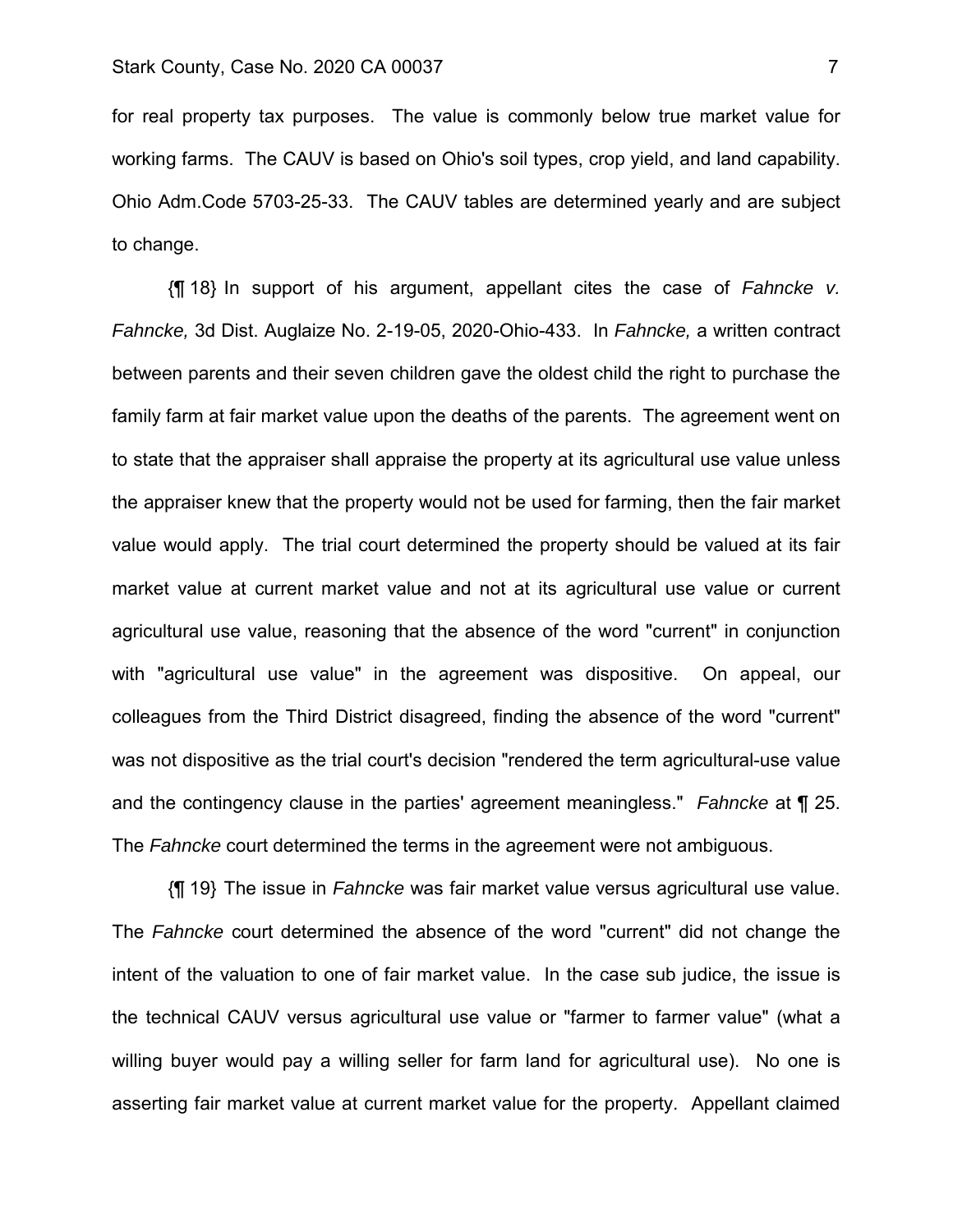for real property tax purposes. The value is commonly below true market value for working farms. The CAUV is based on Ohio's soil types, crop yield, and land capability. Ohio Adm.Code 5703-25-33. The CAUV tables are determined yearly and are subject to change.

{¶ 18} In support of his argument, appellant cites the case of *Fahncke v. Fahncke,* 3d Dist. Auglaize No. 2-19-05, 2020-Ohio-433. In *Fahncke,* a written contract between parents and their seven children gave the oldest child the right to purchase the family farm at fair market value upon the deaths of the parents. The agreement went on to state that the appraiser shall appraise the property at its agricultural use value unless the appraiser knew that the property would not be used for farming, then the fair market value would apply. The trial court determined the property should be valued at its fair market value at current market value and not at its agricultural use value or current agricultural use value, reasoning that the absence of the word "current" in conjunction with "agricultural use value" in the agreement was dispositive. On appeal, our colleagues from the Third District disagreed, finding the absence of the word "current" was not dispositive as the trial court's decision "rendered the term agricultural-use value and the contingency clause in the parties' agreement meaningless." *Fahncke* at ¶ 25. The *Fahncke* court determined the terms in the agreement were not ambiguous.

{¶ 19} The issue in *Fahncke* was fair market value versus agricultural use value. The *Fahncke* court determined the absence of the word "current" did not change the intent of the valuation to one of fair market value. In the case sub judice, the issue is the technical CAUV versus agricultural use value or "farmer to farmer value" (what a willing buyer would pay a willing seller for farm land for agricultural use). No one is asserting fair market value at current market value for the property. Appellant claimed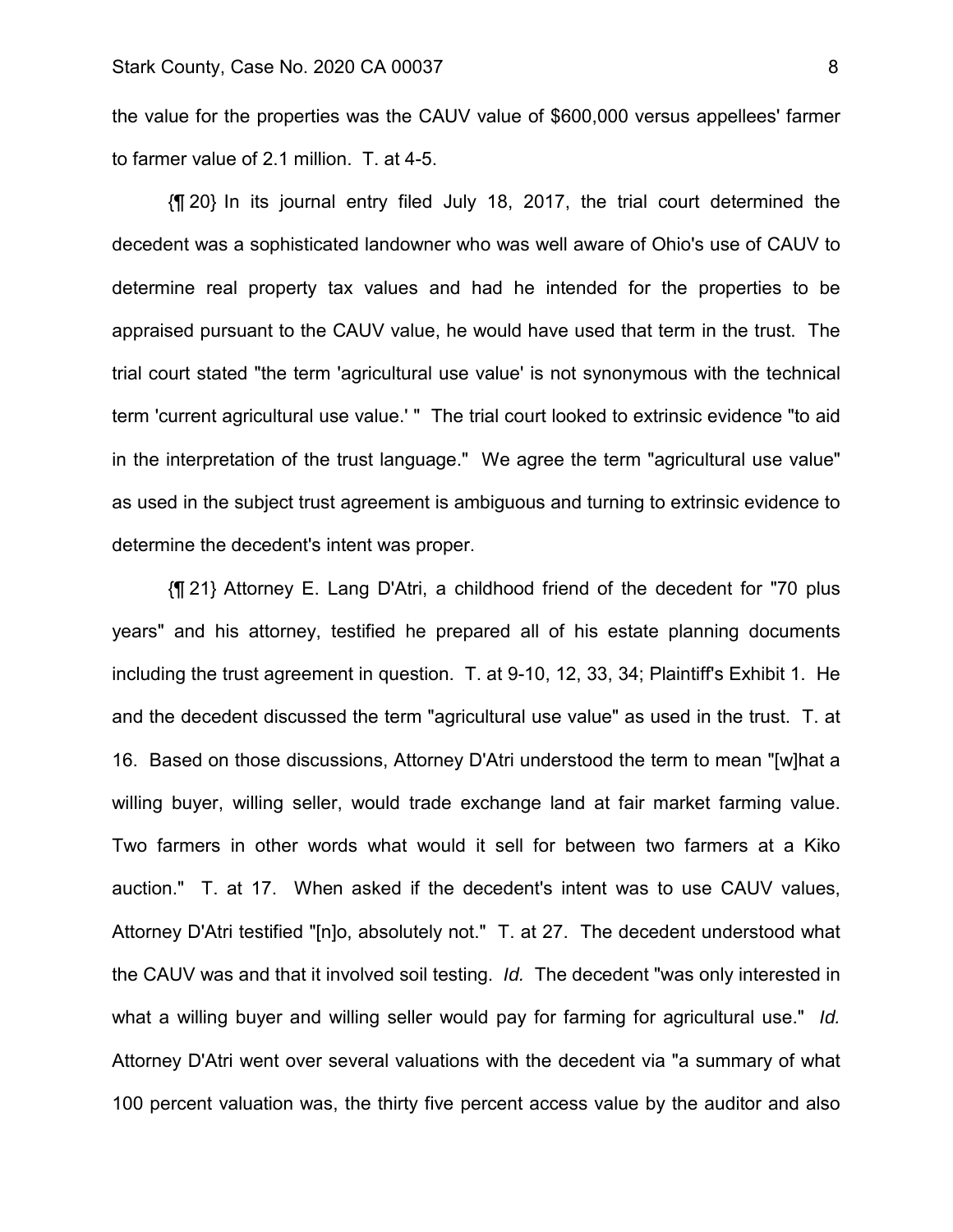the value for the properties was the CAUV value of $600,000 versus appellees' farmer to farmer value of 2.1 million. T. at 4-5.

{¶ 20} In its journal entry filed July 18, 2017, the trial court determined the decedent was a sophisticated landowner who was well aware of Ohio's use of CAUV to determine real property tax values and had he intended for the properties to be appraised pursuant to the CAUV value, he would have used that term in the trust. The trial court stated "the term 'agricultural use value' is not synonymous with the technical term 'current agricultural use value.' " The trial court looked to extrinsic evidence "to aid in the interpretation of the trust language." We agree the term "agricultural use value" as used in the subject trust agreement is ambiguous and turning to extrinsic evidence to determine the decedent's intent was proper.

{¶ 21} Attorney E. Lang D'Atri, a childhood friend of the decedent for "70 plus years" and his attorney, testified he prepared all of his estate planning documents including the trust agreement in question. T. at 9-10, 12, 33, 34; Plaintiff's Exhibit 1. He and the decedent discussed the term "agricultural use value" as used in the trust. T. at 16. Based on those discussions, Attorney D'Atri understood the term to mean "[w]hat a willing buyer, willing seller, would trade exchange land at fair market farming value. Two farmers in other words what would it sell for between two farmers at a Kiko auction." T. at 17. When asked if the decedent's intent was to use CAUV values, Attorney D'Atri testified "[n]o, absolutely not." T. at 27. The decedent understood what the CAUV was and that it involved soil testing. *Id.* The decedent "was only interested in what a willing buyer and willing seller would pay for farming for agricultural use." *Id.* Attorney D'Atri went over several valuations with the decedent via "a summary of what 100 percent valuation was, the thirty five percent access value by the auditor and also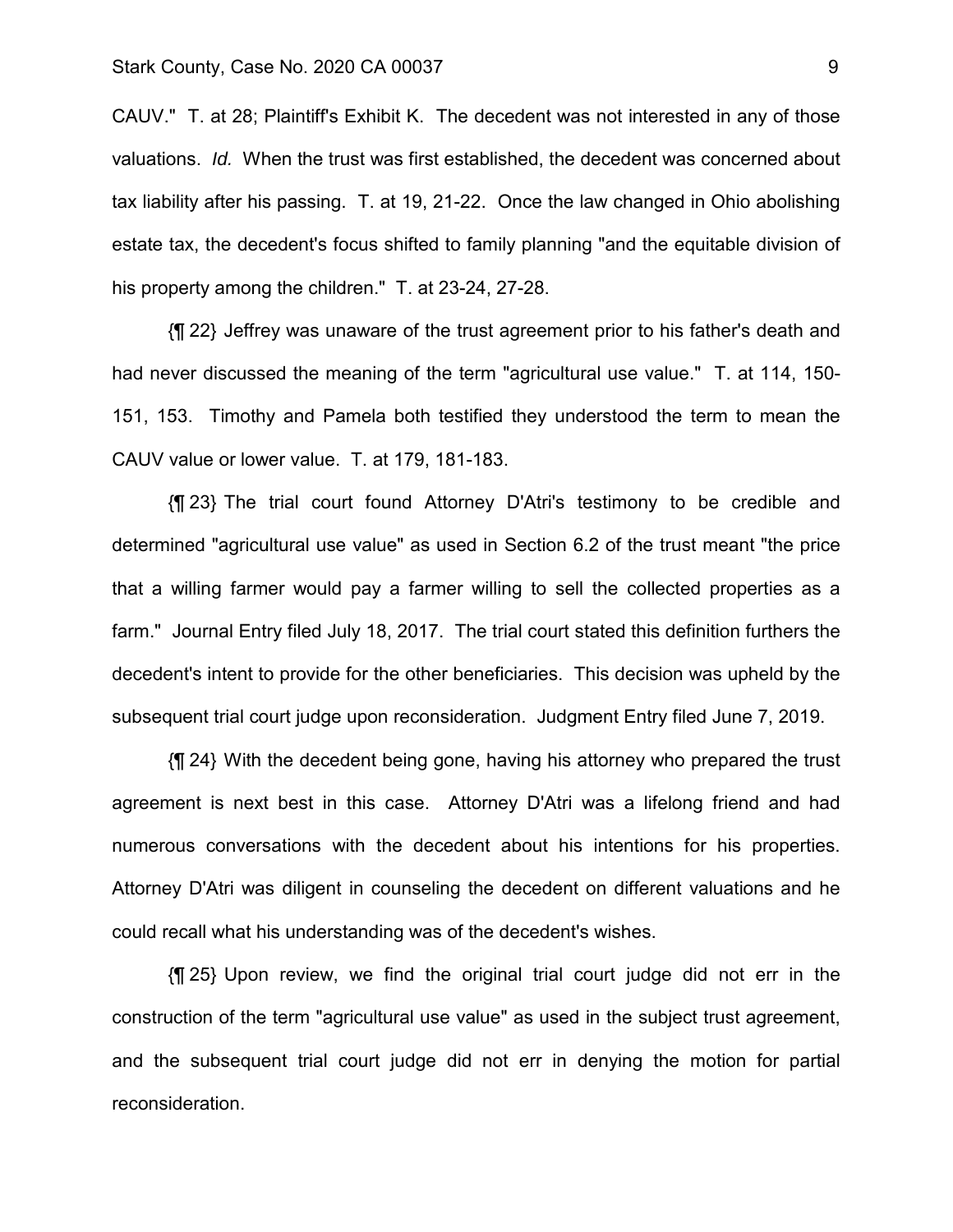CAUV." T. at 28; Plaintiff's Exhibit K. The decedent was not interested in any of those valuations. *Id.* When the trust was first established, the decedent was concerned about tax liability after his passing. T. at 19, 21-22. Once the law changed in Ohio abolishing estate tax, the decedent's focus shifted to family planning "and the equitable division of his property among the children." T. at 23-24, 27-28.

{¶ 22} Jeffrey was unaware of the trust agreement prior to his father's death and had never discussed the meaning of the term "agricultural use value." T. at 114, 150-151, 153. Timothy and Pamela both testified they understood the term to mean the CAUV value or lower value. T. at 179, 181-183.

{¶ 23} The trial court found Attorney D'Atri's testimony to be credible and determined "agricultural use value" as used in Section 6.2 of the trust meant "the price that a willing farmer would pay a farmer willing to sell the collected properties as a farm." Journal Entry filed July 18, 2017. The trial court stated this definition furthers the decedent's intent to provide for the other beneficiaries. This decision was upheld by the subsequent trial court judge upon reconsideration. Judgment Entry filed June 7, 2019.

{¶ 24} With the decedent being gone, having his attorney who prepared the trust agreement is next best in this case. Attorney D'Atri was a lifelong friend and had numerous conversations with the decedent about his intentions for his properties. Attorney D'Atri was diligent in counseling the decedent on different valuations and he could recall what his understanding was of the decedent's wishes.

{¶ 25} Upon review, we find the original trial court judge did not err in the construction of the term "agricultural use value" as used in the subject trust agreement, and the subsequent trial court judge did not err in denying the motion for partial reconsideration.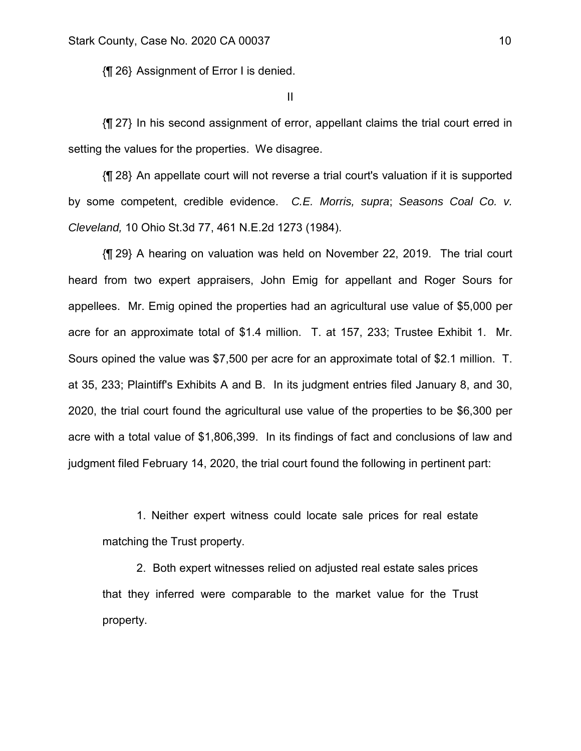{¶ 26} Assignment of Error I is denied.

II

{¶ 27} In his second assignment of error, appellant claims the trial court erred in setting the values for the properties. We disagree.

{¶ 28} An appellate court will not reverse a trial court's valuation if it is supported by some competent, credible evidence. *C.E. Morris, supra*; *Seasons Coal Co. v. Cleveland,* 10 Ohio St.3d 77, 461 N.E.2d 1273 (1984).

{¶ 29} A hearing on valuation was held on November 22, 2019. The trial court heard from two expert appraisers, John Emig for appellant and Roger Sours for appellees. Mr. Emig opined the properties had an agricultural use value of $5,000 per acre for an approximate total of $1.4 million. T. at 157, 233; Trustee Exhibit 1. Mr. Sours opined the value was $7,500 per acre for an approximate total of $2.1 million. T. at 35, 233; Plaintiff's Exhibits A and B. In its judgment entries filed January 8, and 30, 2020, the trial court found the agricultural use value of the properties to be $6,300 per acre with a total value of $1,806,399. In its findings of fact and conclusions of law and judgment filed February 14, 2020, the trial court found the following in pertinent part:

> 1. Neither expert witness could locate sale prices for real estate matching the Trust property.
>
> 2. Both expert witnesses relied on adjusted real estate sales prices that they inferred were comparable to the market value for the Trust property.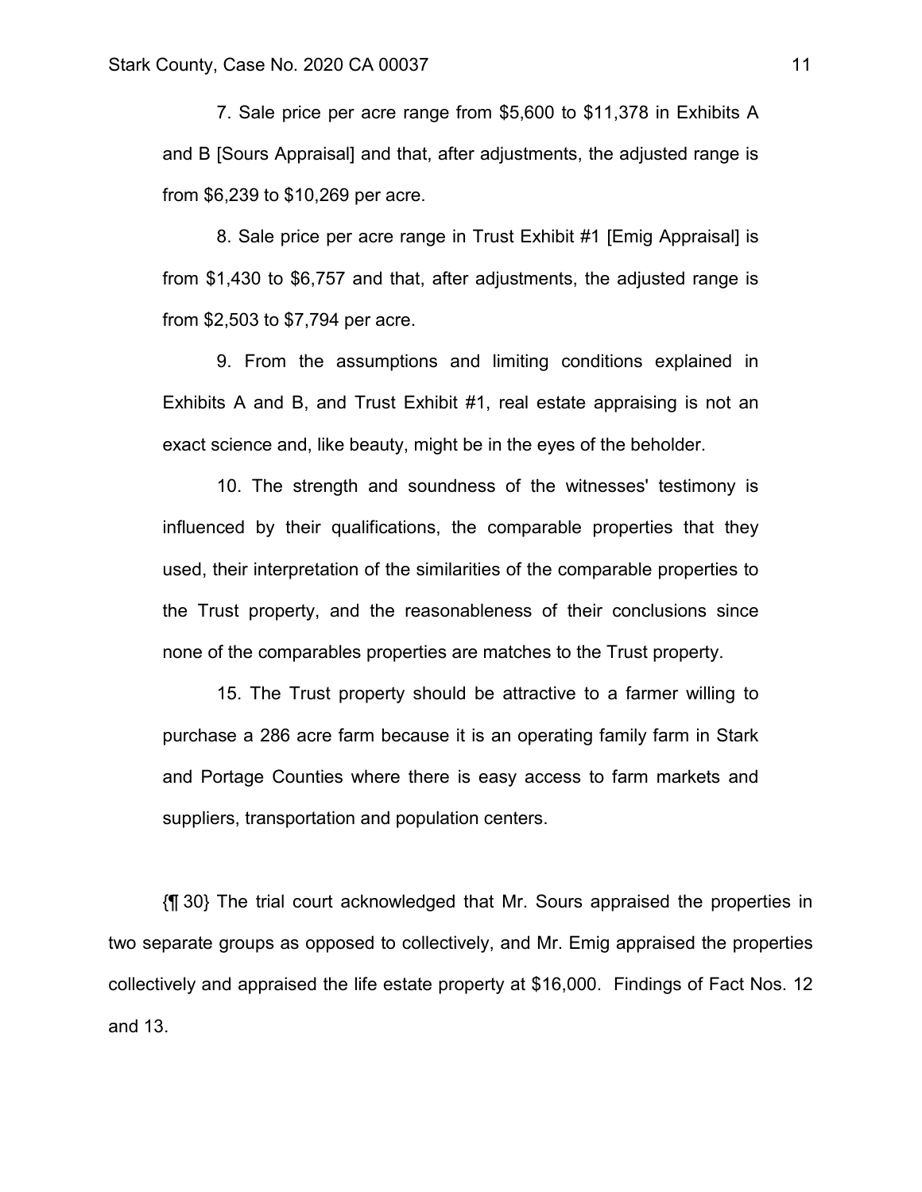7. Sale price per acre range from $5,600 to $11,378 in Exhibits A and B [Sours Appraisal] and that, after adjustments, the adjusted range is from $6,239 to $10,269 per acre.

8. Sale price per acre range in Trust Exhibit #1 [Emig Appraisal] is from $1,430 to $6,757 and that, after adjustments, the adjusted range is from $2,503 to $7,794 per acre.

9. From the assumptions and limiting conditions explained in Exhibits A and B, and Trust Exhibit #1, real estate appraising is not an exact science and, like beauty, might be in the eyes of the beholder.

10. The strength and soundness of the witnesses' testimony is influenced by their qualifications, the comparable properties that they used, their interpretation of the similarities of the comparable properties to the Trust property, and the reasonableness of their conclusions since none of the comparables properties are matches to the Trust property.

15. The Trust property should be attractive to a farmer willing to purchase a 286 acre farm because it is an operating family farm in Stark and Portage Counties where there is easy access to farm markets and suppliers, transportation and population centers.

{¶ 30} The trial court acknowledged that Mr. Sours appraised the properties in two separate groups as opposed to collectively, and Mr. Emig appraised the properties collectively and appraised the life estate property at $16,000. Findings of Fact Nos. 12 and 13.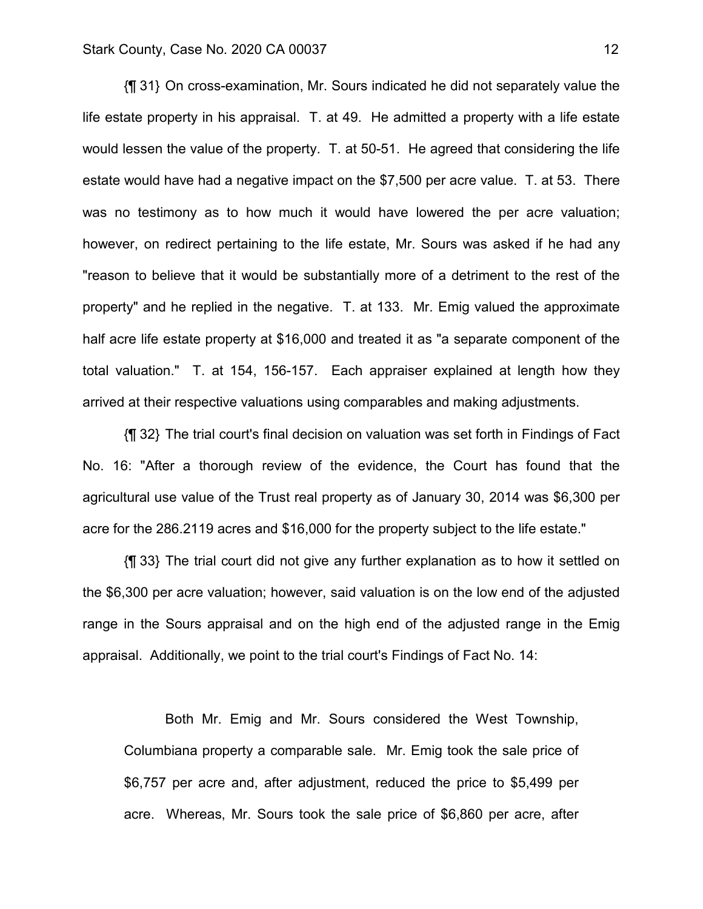{¶ 31} On cross-examination, Mr. Sours indicated he did not separately value the life estate property in his appraisal. T. at 49. He admitted a property with a life estate would lessen the value of the property. T. at 50-51. He agreed that considering the life estate would have had a negative impact on the $7,500 per acre value. T. at 53. There was no testimony as to how much it would have lowered the per acre valuation; however, on redirect pertaining to the life estate, Mr. Sours was asked if he had any "reason to believe that it would be substantially more of a detriment to the rest of the property" and he replied in the negative. T. at 133. Mr. Emig valued the approximate half acre life estate property at $16,000 and treated it as "a separate component of the total valuation." T. at 154, 156-157. Each appraiser explained at length how they arrived at their respective valuations using comparables and making adjustments.

{¶ 32} The trial court's final decision on valuation was set forth in Findings of Fact No. 16: "After a thorough review of the evidence, the Court has found that the agricultural use value of the Trust real property as of January 30, 2014 was $6,300 per acre for the 286.2119 acres and $16,000 for the property subject to the life estate."

{¶ 33} The trial court did not give any further explanation as to how it settled on the $6,300 per acre valuation; however, said valuation is on the low end of the adjusted range in the Sours appraisal and on the high end of the adjusted range in the Emig appraisal. Additionally, we point to the trial court's Findings of Fact No. 14:

> Both Mr. Emig and Mr. Sours considered the West Township, Columbiana property a comparable sale. Mr. Emig took the sale price of $6,757 per acre and, after adjustment, reduced the price to $5,499 per acre. Whereas, Mr. Sours took the sale price of $6,860 per acre, after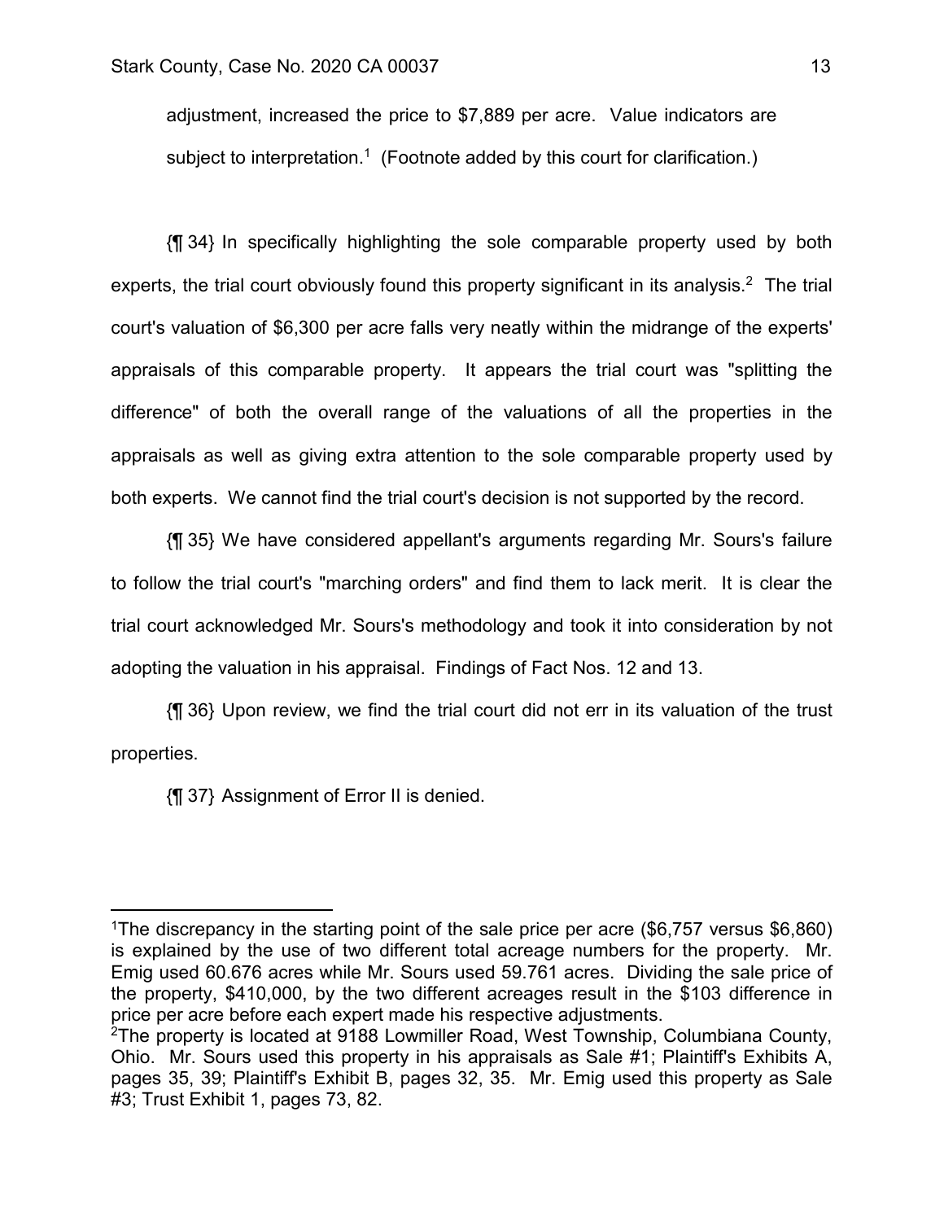adjustment, increased the price to $7,889 per acre. Value indicators are subject to interpretation.[1] (Footnote added by this court for clarification.)

{¶ 34} In specifically highlighting the sole comparable property used by both experts, the trial court obviously found this property significant in its analysis.[2] The trial court's valuation of $6,300 per acre falls very neatly within the midrange of the experts' appraisals of this comparable property. It appears the trial court was "splitting the difference" of both the overall range of the valuations of all the properties in the appraisals as well as giving extra attention to the sole comparable property used by both experts. We cannot find the trial court's decision is not supported by the record.

{¶ 35} We have considered appellant's arguments regarding Mr. Sours's failure to follow the trial court's "marching orders" and find them to lack merit. It is clear the trial court acknowledged Mr. Sours's methodology and took it into consideration by not adopting the valuation in his appraisal. Findings of Fact Nos. 12 and 13.

{¶ 36} Upon review, we find the trial court did not err in its valuation of the trust properties.

{¶ 37} Assignment of Error II is denied.

---

[1]The discrepancy in the starting point of the sale price per acre ($6,757 versus $6,860) is explained by the use of two different total acreage numbers for the property. Mr. Emig used 60.676 acres while Mr. Sours used 59.761 acres. Dividing the sale price of the property, $410,000, by the two different acreages result in the $103 difference in price per acre before each expert made his respective adjustments.

[2]The property is located at 9188 Lowmiller Road, West Township, Columbiana County, Ohio. Mr. Sours used this property in his appraisals as Sale #1; Plaintiff's Exhibits A, pages 35, 39; Plaintiff's Exhibit B, pages 32, 35. Mr. Emig used this property as Sale #3; Trust Exhibit 1, pages 73, 82.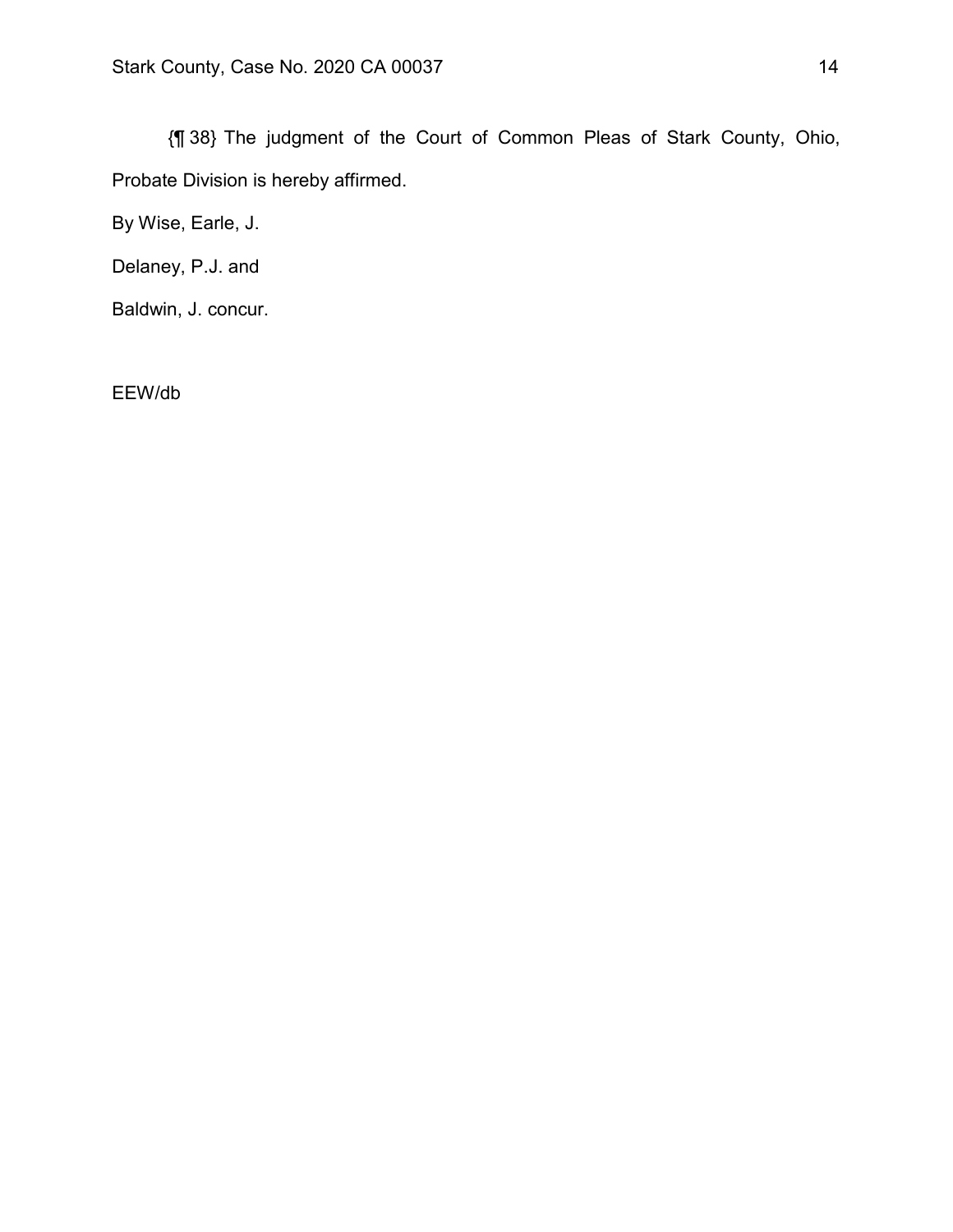{¶ 38} The judgment of the Court of Common Pleas of Stark County, Ohio, Probate Division is hereby affirmed.

By Wise, Earle, J.

Delaney, P.J. and

Baldwin, J. concur.

EEW/db